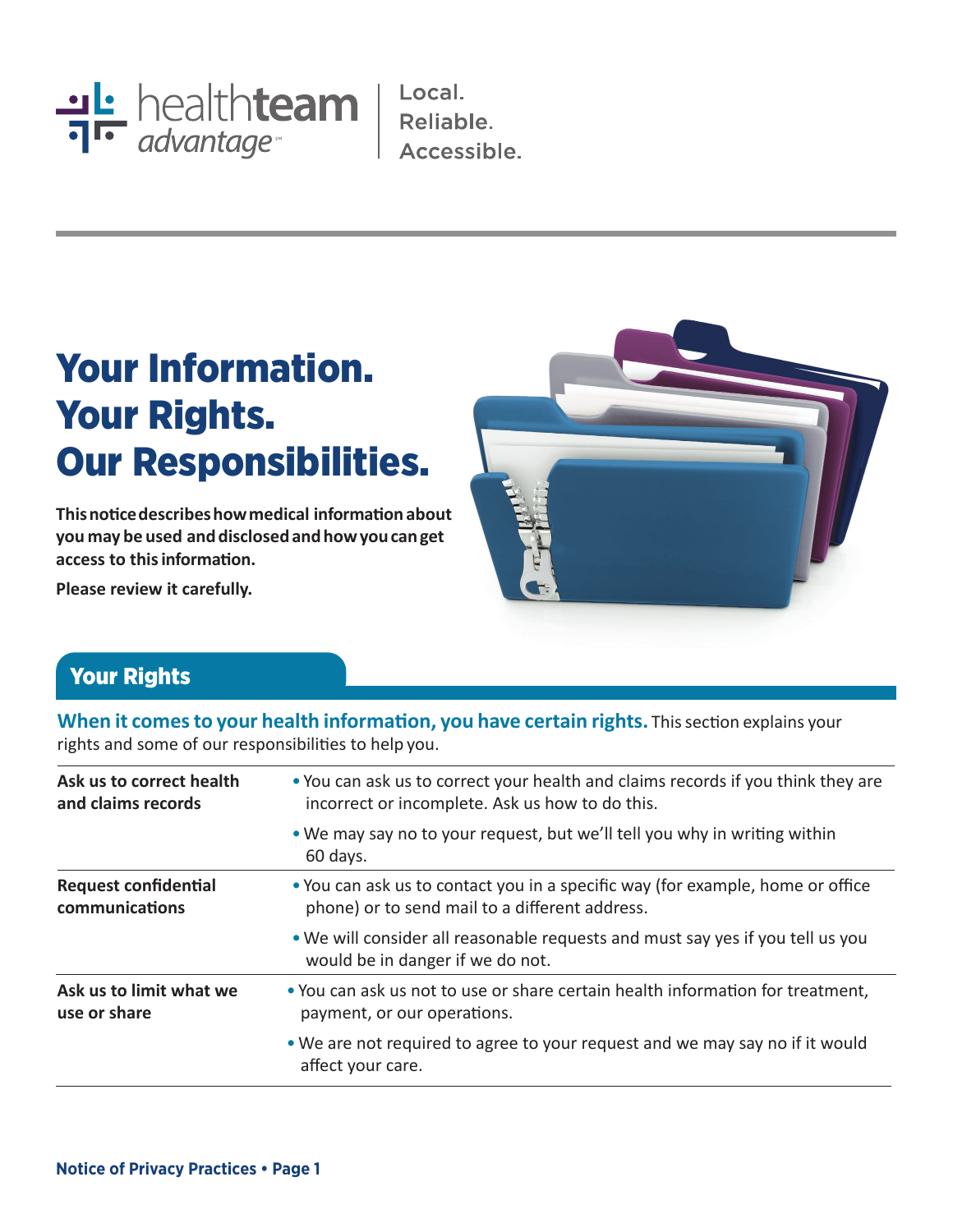healthteam advantage

Local.
Reliable.
Accessible.

# Your Information. Your Rights. Our Responsibilities.

**This notice describes how medical information about you may be used and disclosed and how you can get access to this information.**

**Please review it carefully.**

## Your Rights

**When it comes to your health information, you have certain rights.** This section explains your rights and some of our responsibilities to help you.

| | |
|---|---|
| **Ask us to correct health and claims records** | • You can ask us to correct your health and claims records if you think they are incorrect or incomplete. Ask us how to do this.<br>• We may say no to your request, but we'll tell you why in writing within 60 days. |
| **Request confidential communications** | • You can ask us to contact you in a specific way (for example, home or office phone) or to send mail to a different address.<br>• We will consider all reasonable requests and must say yes if you tell us you would be in danger if we do not. |
| **Ask us to limit what we use or share** | • You can ask us not to use or share certain health information for treatment, payment, or our operations.<br>• We are not required to agree to your request and we may say no if it would affect your care. |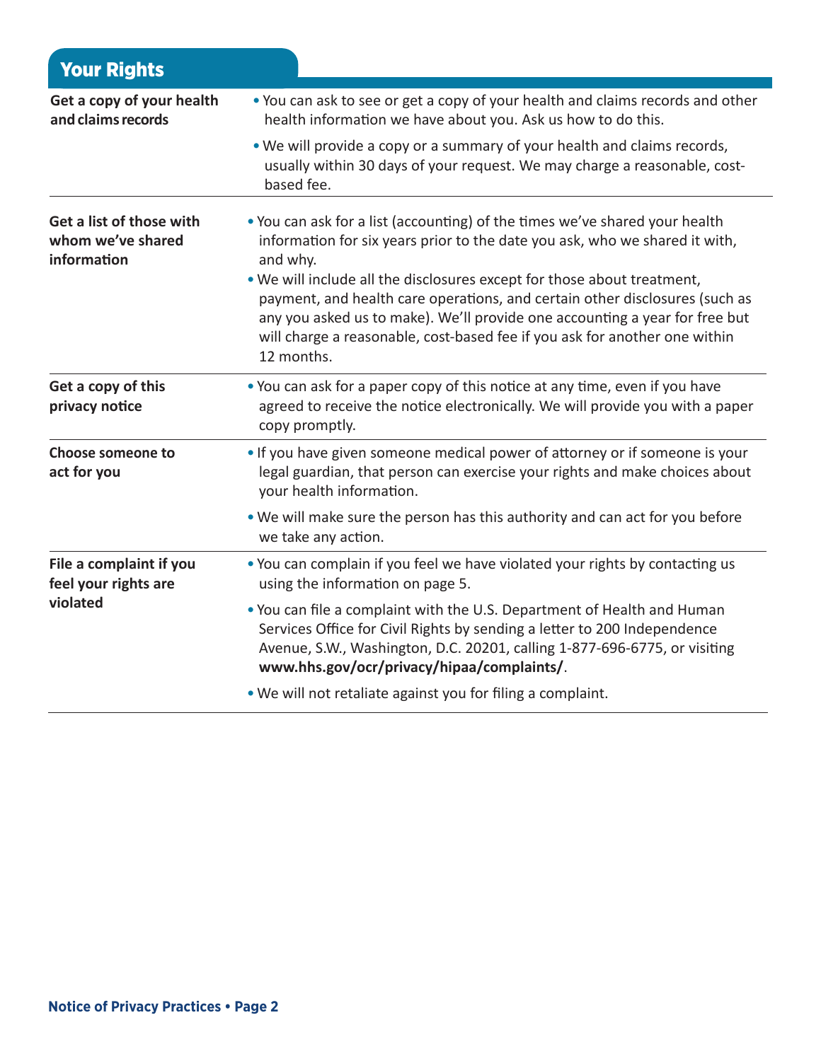## Your Rights

| | |
|---|---|
| **Get a copy of your health and claims records** | • You can ask to see or get a copy of your health and claims records and other health information we have about you. Ask us how to do this.<br>• We will provide a copy or a summary of your health and claims records, usually within 30 days of your request. We may charge a reasonable, cost-based fee. |
| **Get a list of those with whom we've shared information** | • You can ask for a list (accounting) of the times we've shared your health information for six years prior to the date you ask, who we shared it with, and why.<br>• We will include all the disclosures except for those about treatment, payment, and health care operations, and certain other disclosures (such as any you asked us to make). We'll provide one accounting a year for free but will charge a reasonable, cost-based fee if you ask for another one within 12 months. |
| **Get a copy of this privacy notice** | • You can ask for a paper copy of this notice at any time, even if you have agreed to receive the notice electronically. We will provide you with a paper copy promptly. |
| **Choose someone to act for you** | • If you have given someone medical power of attorney or if someone is your legal guardian, that person can exercise your rights and make choices about your health information.<br>• We will make sure the person has this authority and can act for you before we take any action. |
| **File a complaint if you feel your rights are violated** | • You can complain if you feel we have violated your rights by contacting us using the information on page 5.<br>• You can file a complaint with the U.S. Department of Health and Human Services Office for Civil Rights by sending a letter to 200 Independence Avenue, S.W., Washington, D.C. 20201, calling 1-877-696-6775, or visiting **www.hhs.gov/ocr/privacy/hipaa/complaints/**.<br>• We will not retaliate against you for filing a complaint. |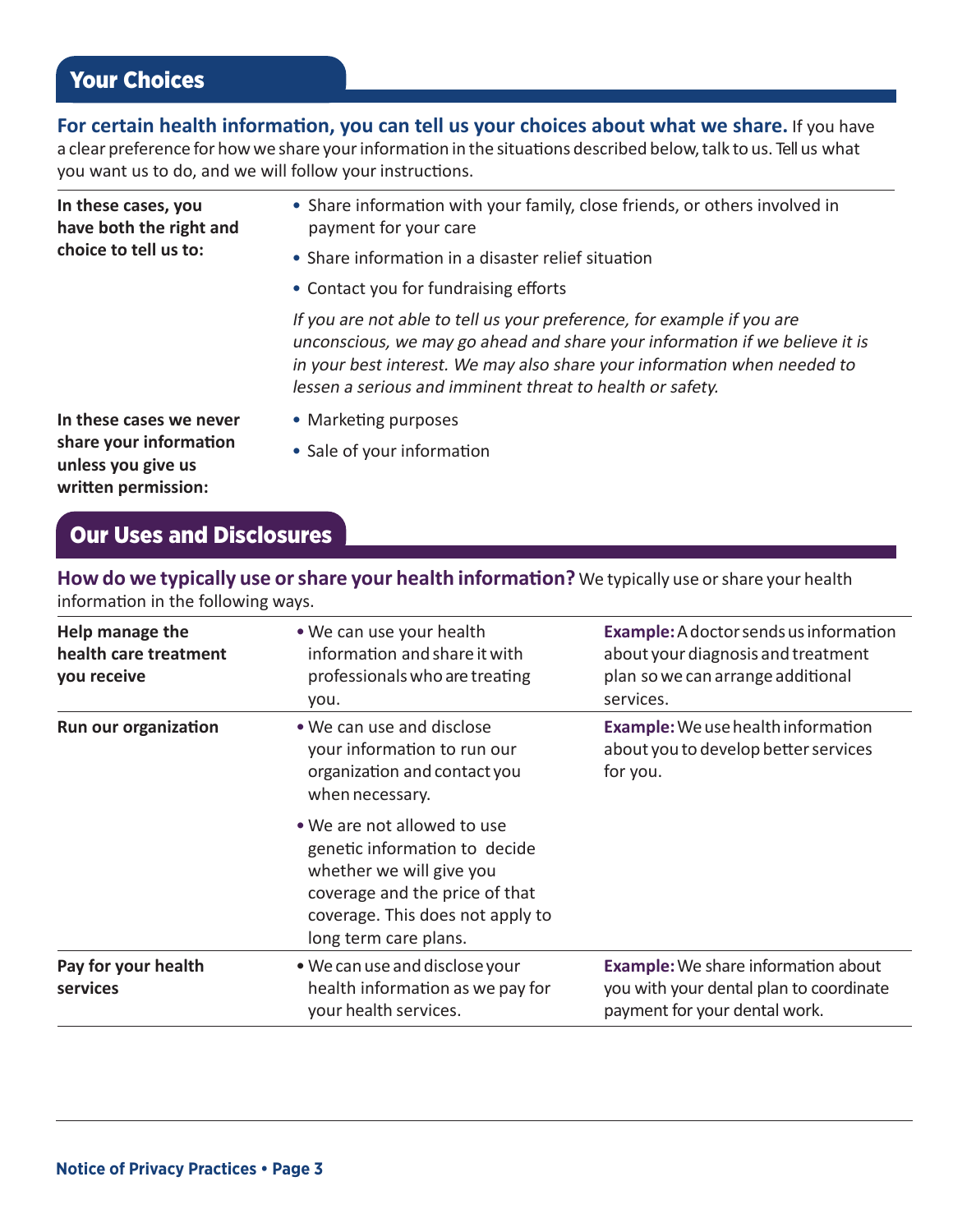## Your Choices

**For certain health information, you can tell us your choices about what we share.** If you have a clear preference for how we share your information in the situations described below, talk to us. Tell us what you want us to do, and we will follow your instructions.

| | |
|---|---|
| **In these cases, you have both the right and choice to tell us to:** | • Share information with your family, close friends, or others involved in payment for your care<br>• Share information in a disaster relief situation<br>• Contact you for fundraising efforts<br>*If you are not able to tell us your preference, for example if you are unconscious, we may go ahead and share your information if we believe it is in your best interest. We may also share your information when needed to lessen a serious and imminent threat to health or safety.* |
| **In these cases we never share your information unless you give us written permission:** | • Marketing purposes<br>• Sale of your information |

## Our Uses and Disclosures

**How do we typically use or share your health information?** We typically use or share your health information in the following ways.

| | | |
|---|---|---|
| **Help manage the health care treatment you receive** | • We can use your health information and share it with professionals who are treating you. | **Example:** A doctor sends us information about your diagnosis and treatment plan so we can arrange additional services. |
| **Run our organization** | • We can use and disclose your information to run our organization and contact you when necessary.<br>• We are not allowed to use genetic information to decide whether we will give you coverage and the price of that coverage. This does not apply to long term care plans. | **Example:** We use health information about you to develop better services for you. |
| **Pay for your health services** | • We can use and disclose your health information as we pay for your health services. | **Example:** We share information about you with your dental plan to coordinate payment for your dental work. |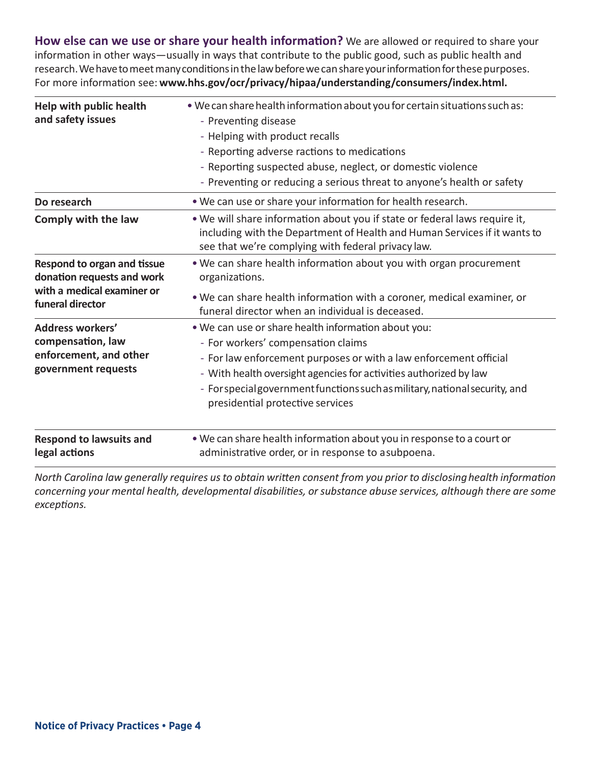**How else can we use or share your health information?** We are allowed or required to share your information in other ways—usually in ways that contribute to the public good, such as public health and research. We have to meet many conditions in the law before we can share your information for these purposes. For more information see: **www.hhs.gov/ocr/privacy/hipaa/understanding/consumers/index.html.**

| | |
|---|---|
| **Help with public health and safety issues** | • We can share health information about you for certain situations such as:<br>- Preventing disease<br>- Helping with product recalls<br>- Reporting adverse ractions to medications<br>- Reporting suspected abuse, neglect, or domestic violence<br>- Preventing or reducing a serious threat to anyone's health or safety |
| **Do research** | • We can use or share your information for health research. |
| **Comply with the law** | • We will share information about you if state or federal laws require it, including with the Department of Health and Human Services if it wants to see that we're complying with federal privacy law. |
| **Respond to organ and tissue donation requests and work with a medical examiner or funeral director** | • We can share health information about you with organ procurement organizations.<br>• We can share health information with a coroner, medical examiner, or funeral director when an individual is deceased. |
| **Address workers' compensation, law enforcement, and other government requests** | • We can use or share health information about you:<br>- For workers' compensation claims<br>- For law enforcement purposes or with a law enforcement official<br>- With health oversight agencies for activities authorized by law<br>- For special government functions such as military, national security, and presidential protective services |
| **Respond to lawsuits and legal actions** | • We can share health information about you in response to a court or administrative order, or in response to a subpoena. |

*North Carolina law generally requires us to obtain written consent from you prior to disclosing health information concerning your mental health, developmental disabilities, or substance abuse services, although there are some exceptions.*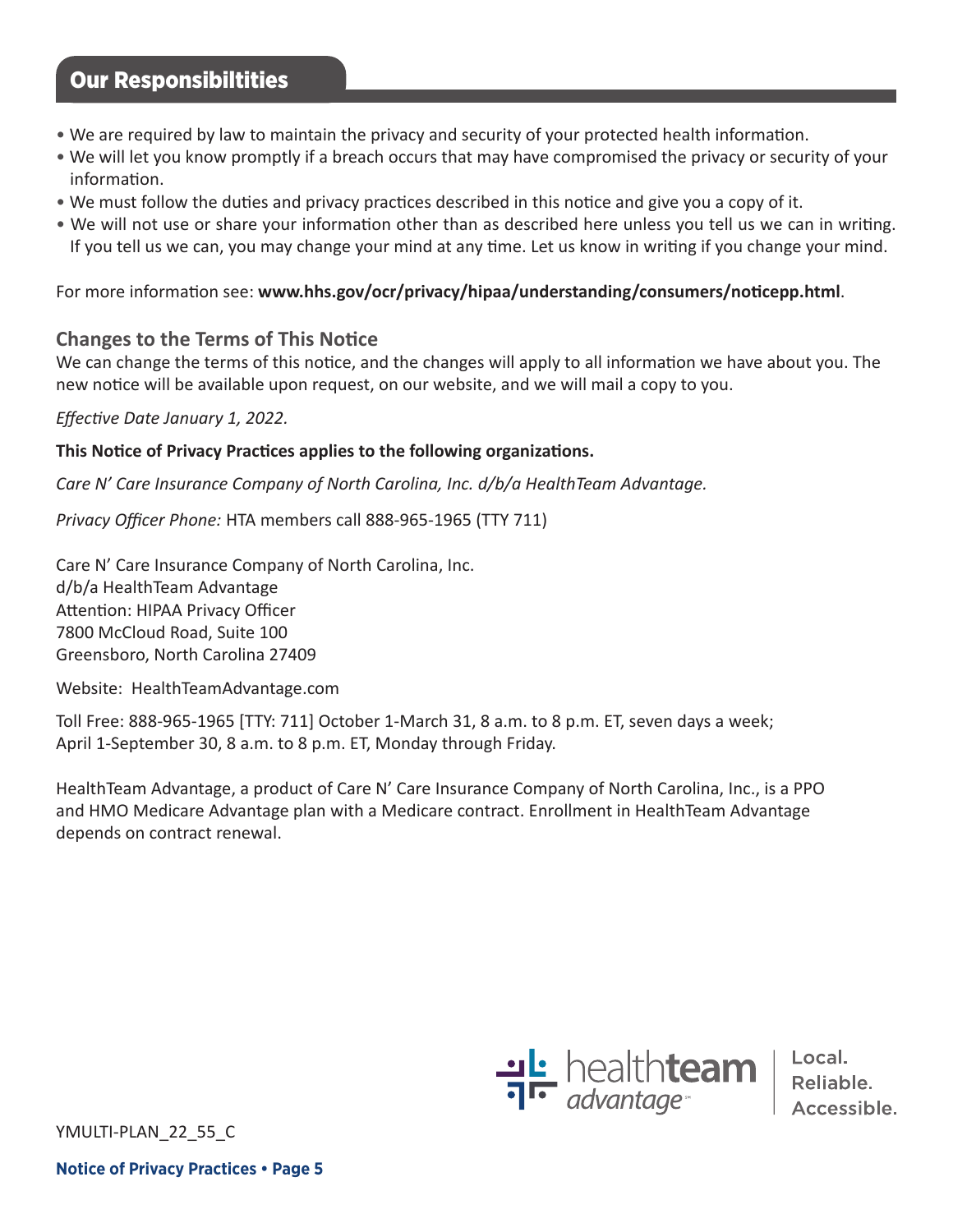## Our Responsibiltities

- We are required by law to maintain the privacy and security of your protected health information.
- We will let you know promptly if a breach occurs that may have compromised the privacy or security of your information.
- We must follow the duties and privacy practices described in this notice and give you a copy of it.
- We will not use or share your information other than as described here unless you tell us we can in writing. If you tell us we can, you may change your mind at any time. Let us know in writing if you change your mind.

For more information see: **www.hhs.gov/ocr/privacy/hipaa/understanding/consumers/noticepp.html**.

### Changes to the Terms of This Notice

We can change the terms of this notice, and the changes will apply to all information we have about you. The new notice will be available upon request, on our website, and we will mail a copy to you.

*Effective Date January 1, 2022.*

**This Notice of Privacy Practices applies to the following organizations.**

*Care N' Care Insurance Company of North Carolina, Inc. d/b/a HealthTeam Advantage.*

*Privacy Officer Phone:* HTA members call 888-965-1965 (TTY 711)

Care N' Care Insurance Company of North Carolina, Inc.
d/b/a HealthTeam Advantage
Attention: HIPAA Privacy Officer
7800 McCloud Road, Suite 100
Greensboro, North Carolina 27409

Website: HealthTeamAdvantage.com

Toll Free: 888-965-1965 [TTY: 711] October 1-March 31, 8 a.m. to 8 p.m. ET, seven days a week;
April 1-September 30, 8 a.m. to 8 p.m. ET, Monday through Friday.

HealthTeam Advantage, a product of Care N' Care Insurance Company of North Carolina, Inc., is a PPO and HMO Medicare Advantage plan with a Medicare contract. Enrollment in HealthTeam Advantage depends on contract renewal.

healthteam advantage | Local. Reliable. Accessible.

YMULTI-PLAN_22_55_C